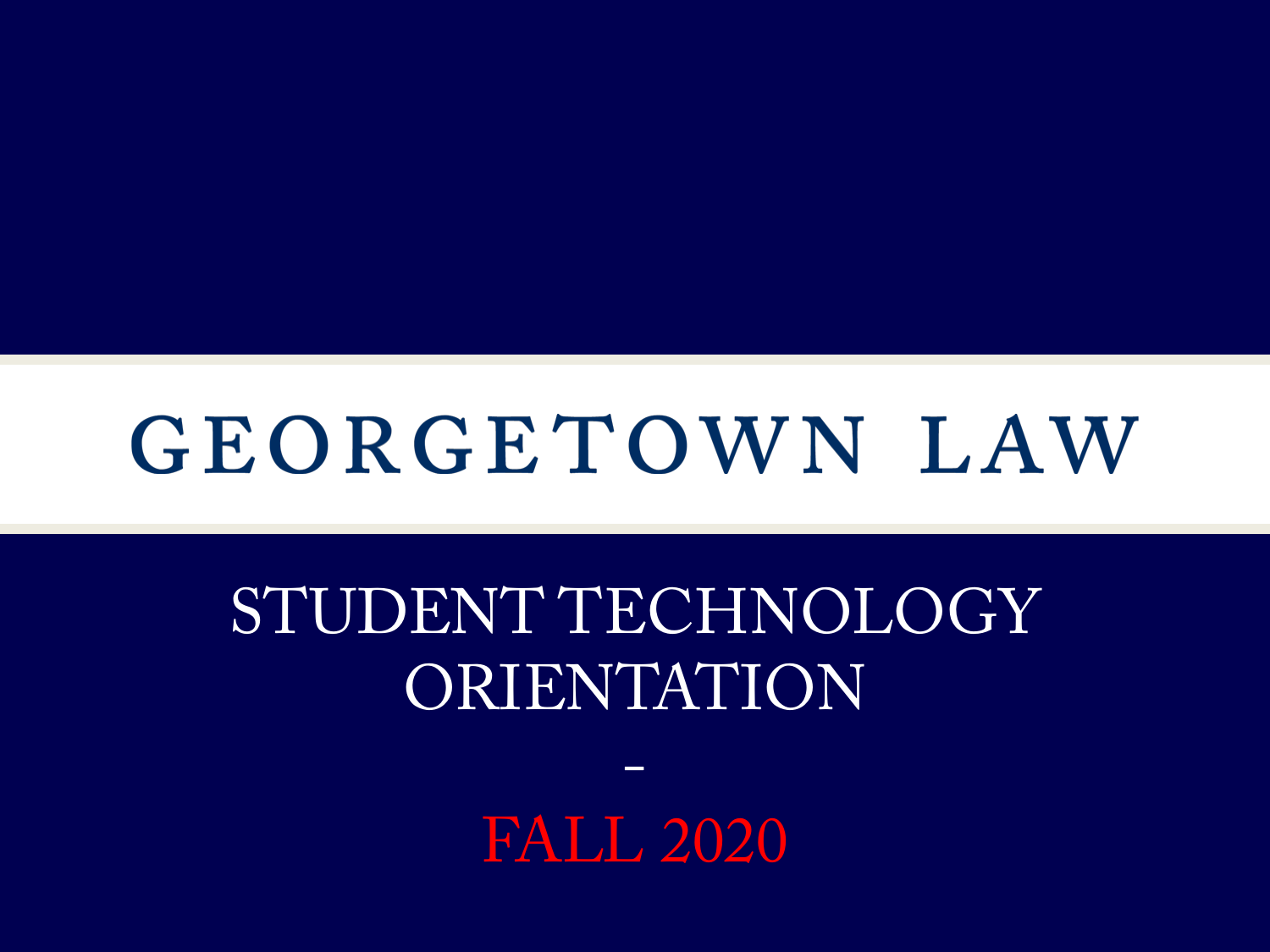# GEORGETOWN LAW

## STUDENT TECHNOLOGY ORIENTATION

-

FALL 2020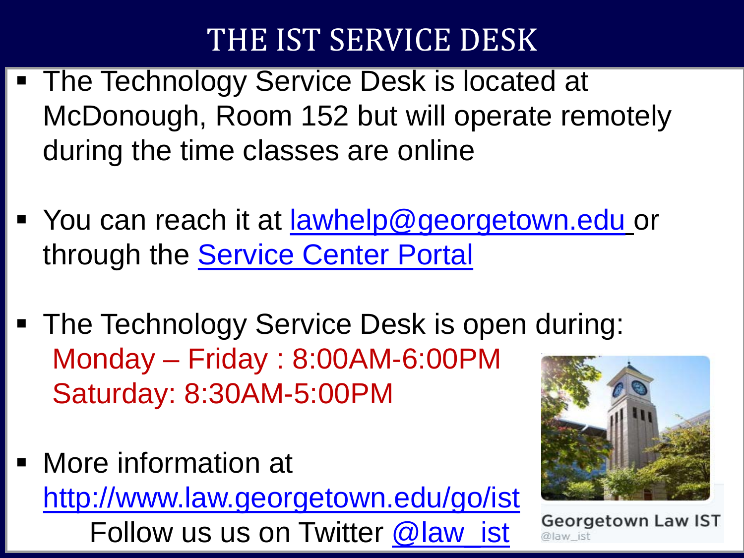# THE IST SERVICE DESK

- The Technology Service Desk is located at McDonough, Room 152 but will operate remotely during the time classes are online

- You can reach it at lawhelp@georgetown.edu or through the Service Center Portal

- The Technology Service Desk is open during:
  Monday – Friday : 8:00AM-6:00PM
  Saturday: 8:30AM-5:00PM

- More information at http://www.law.georgetown.edu/go/ist
  Follow us us on Twitter @law_ist

Georgetown Law IST
@law_ist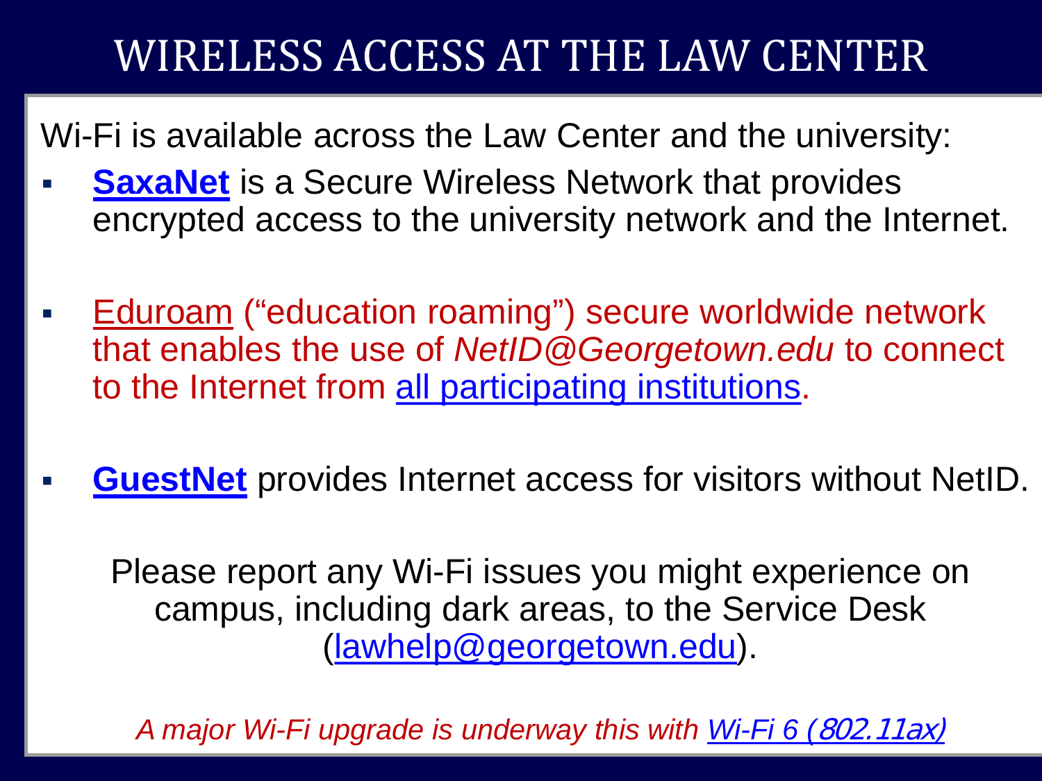# WIRELESS ACCESS AT THE LAW CENTER

Wi-Fi is available across the Law Center and the university:

- **SaxaNet** is a Secure Wireless Network that provides encrypted access to the university network and the Internet.
- Eduroam ("education roaming") secure worldwide network that enables the use of *NetID@Georgetown.edu* to connect to the Internet from all participating institutions.
- **GuestNet** provides Internet access for visitors without NetID.

Please report any Wi-Fi issues you might experience on campus, including dark areas, to the Service Desk (lawhelp@georgetown.edu).

*A major Wi-Fi upgrade is underway this with Wi-Fi 6 (802.11ax)*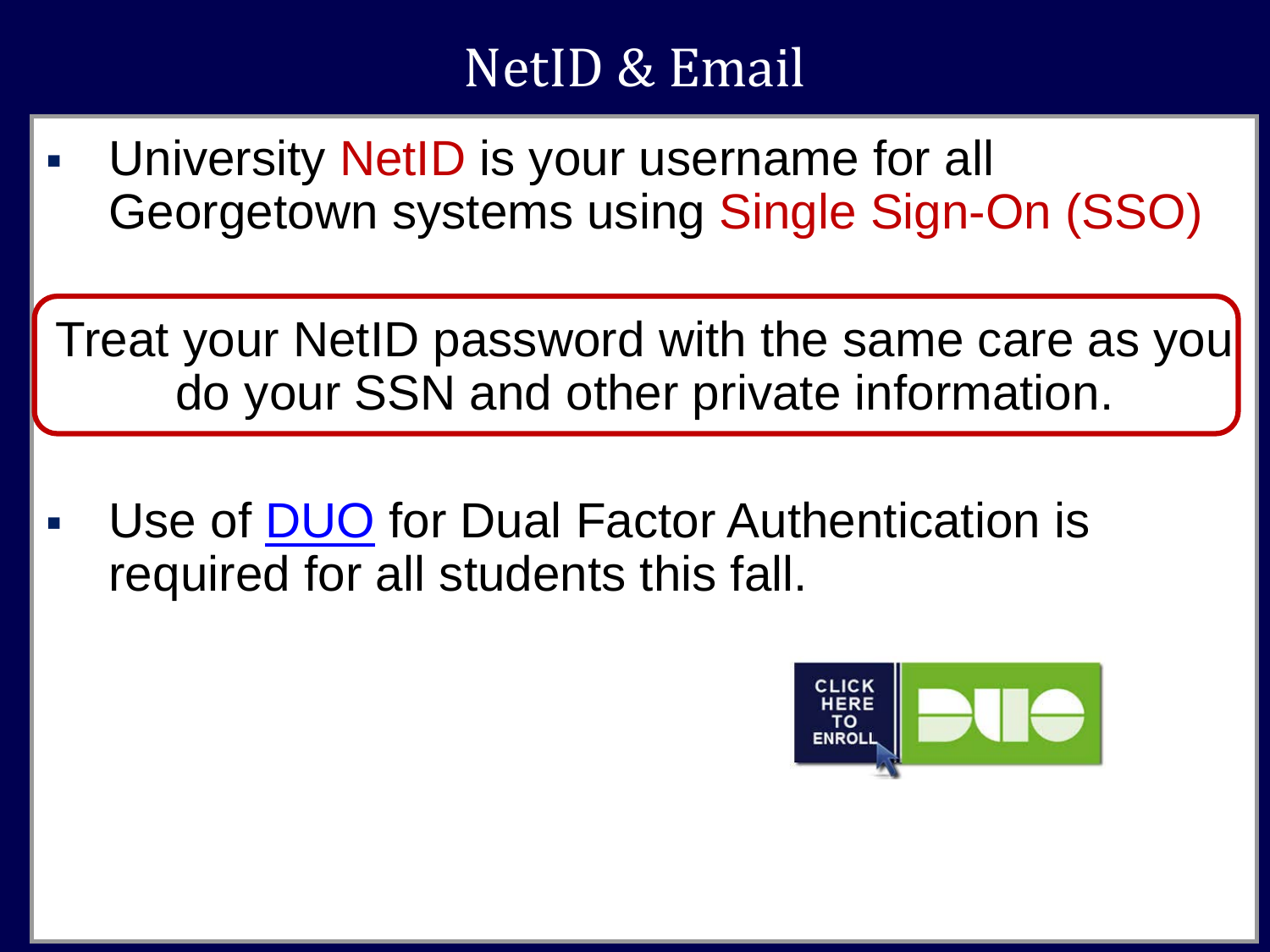# NetID & Email

- University NetID is your username for all Georgetown systems using Single Sign-On (SSO)

Treat your NetID password with the same care as you do your SSN and other private information.

- Use of DUO for Dual Factor Authentication is required for all students this fall.

CLICK HERE TO ENROLL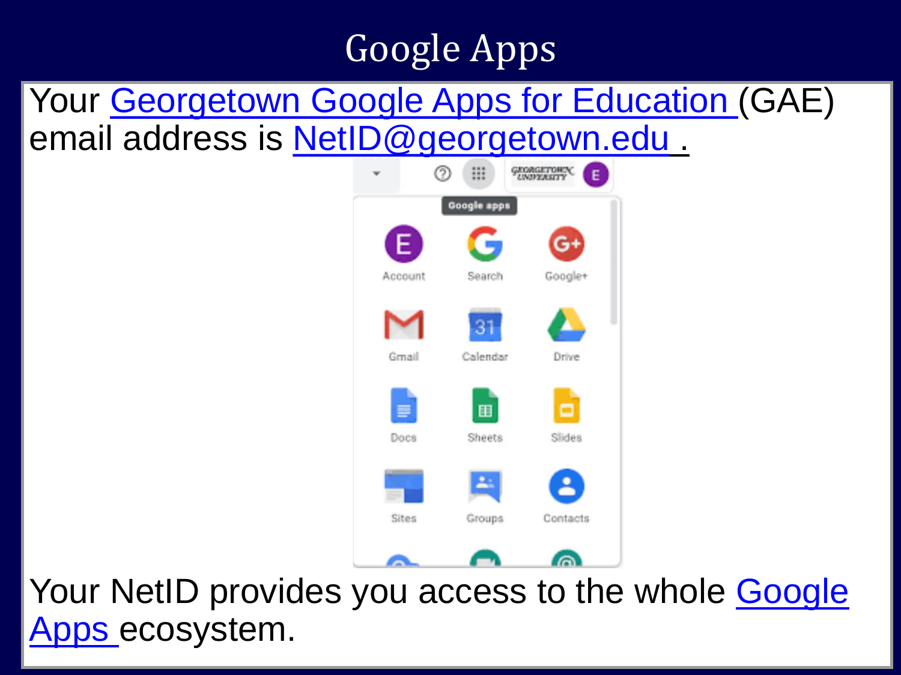# Google Apps

Your Georgetown Google Apps for Education (GAE) email address is NetID@georgetown.edu .

Your NetID provides you access to the whole Google Apps ecosystem.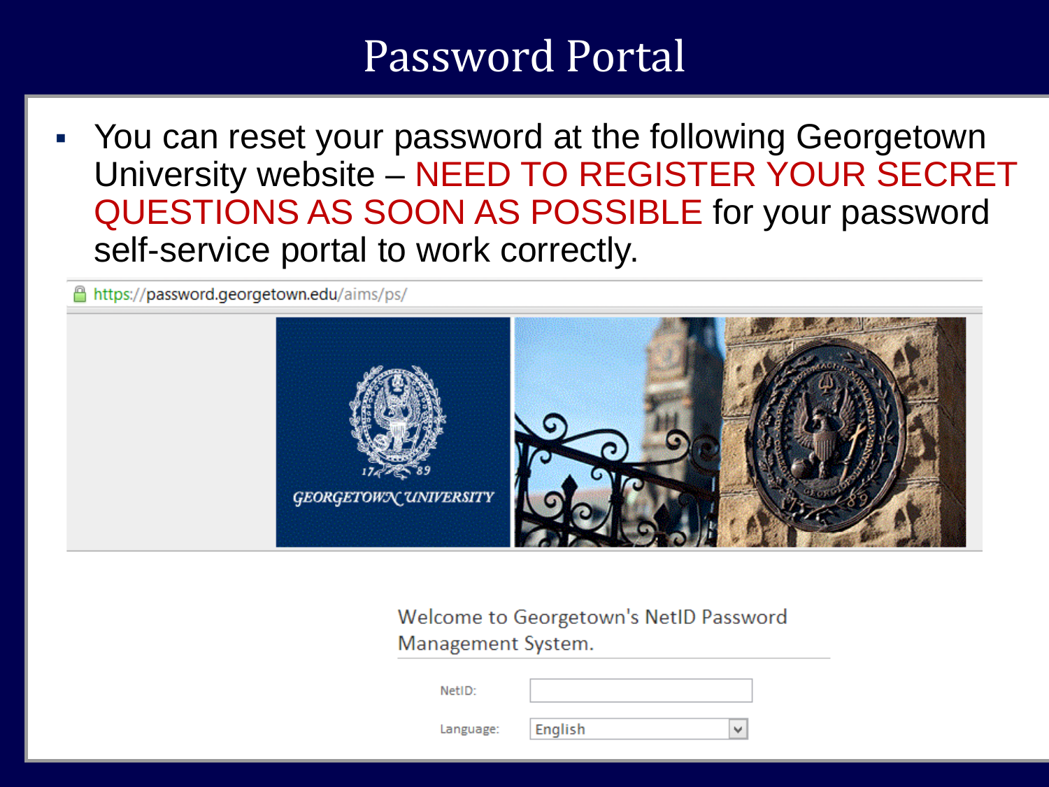# Password Portal

- You can reset your password at the following Georgetown University website – NEED TO REGISTER YOUR SECRET QUESTIONS AS SOON AS POSSIBLE for your password self-service portal to work correctly.

https://password.georgetown.edu/aims/ps/

Welcome to Georgetown's NetID Password Management System.

NetID:

Language: English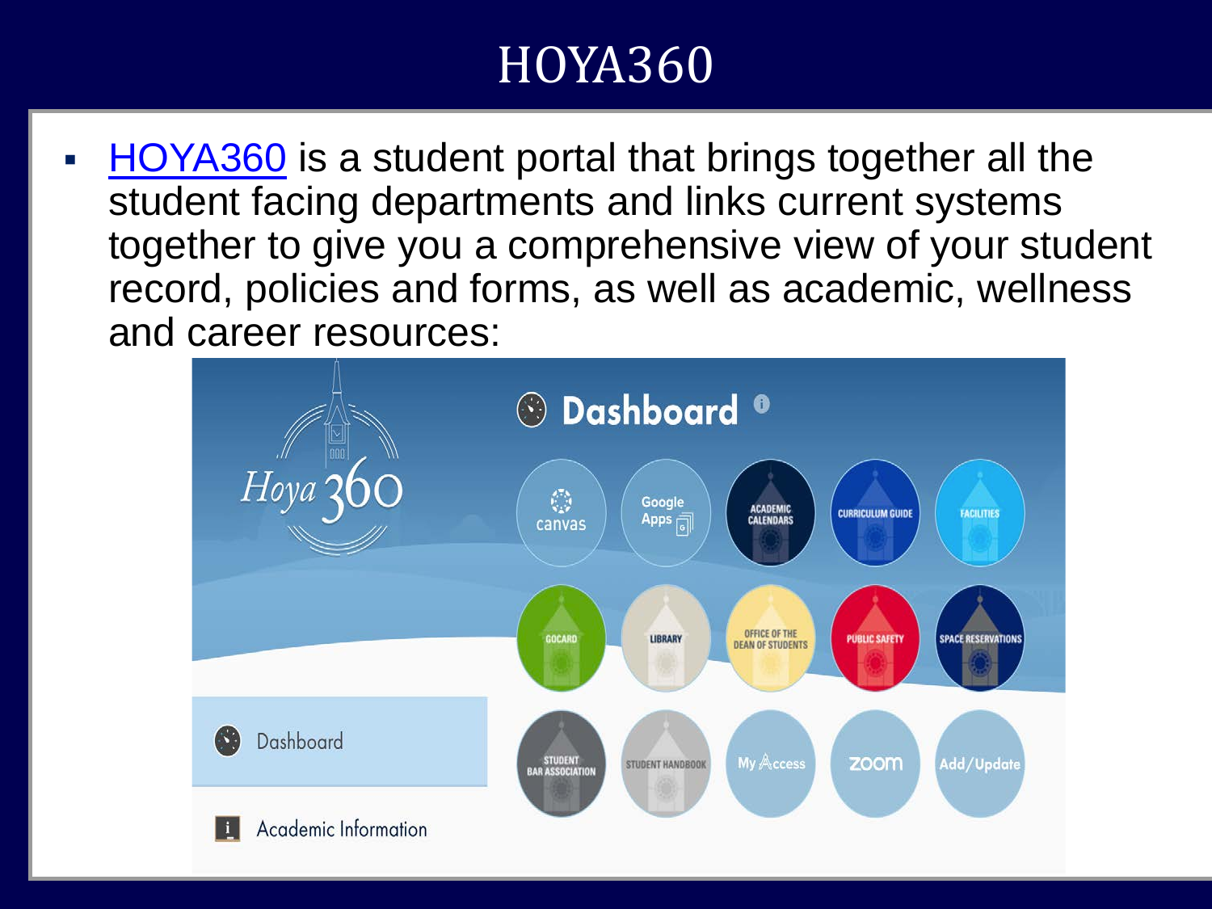# HOYA360

- HOYA360 is a student portal that brings together all the student facing departments and links current systems together to give you a comprehensive view of your student record, policies and forms, as well as academic, wellness and career resources: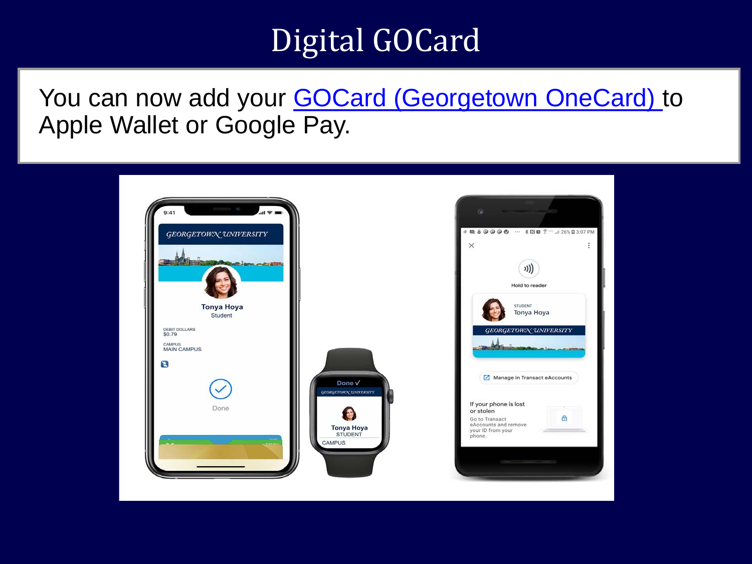# Digital GOCard

You can now add your [GOCard (Georgetown OneCard)](#) to Apple Wallet or Google Pay.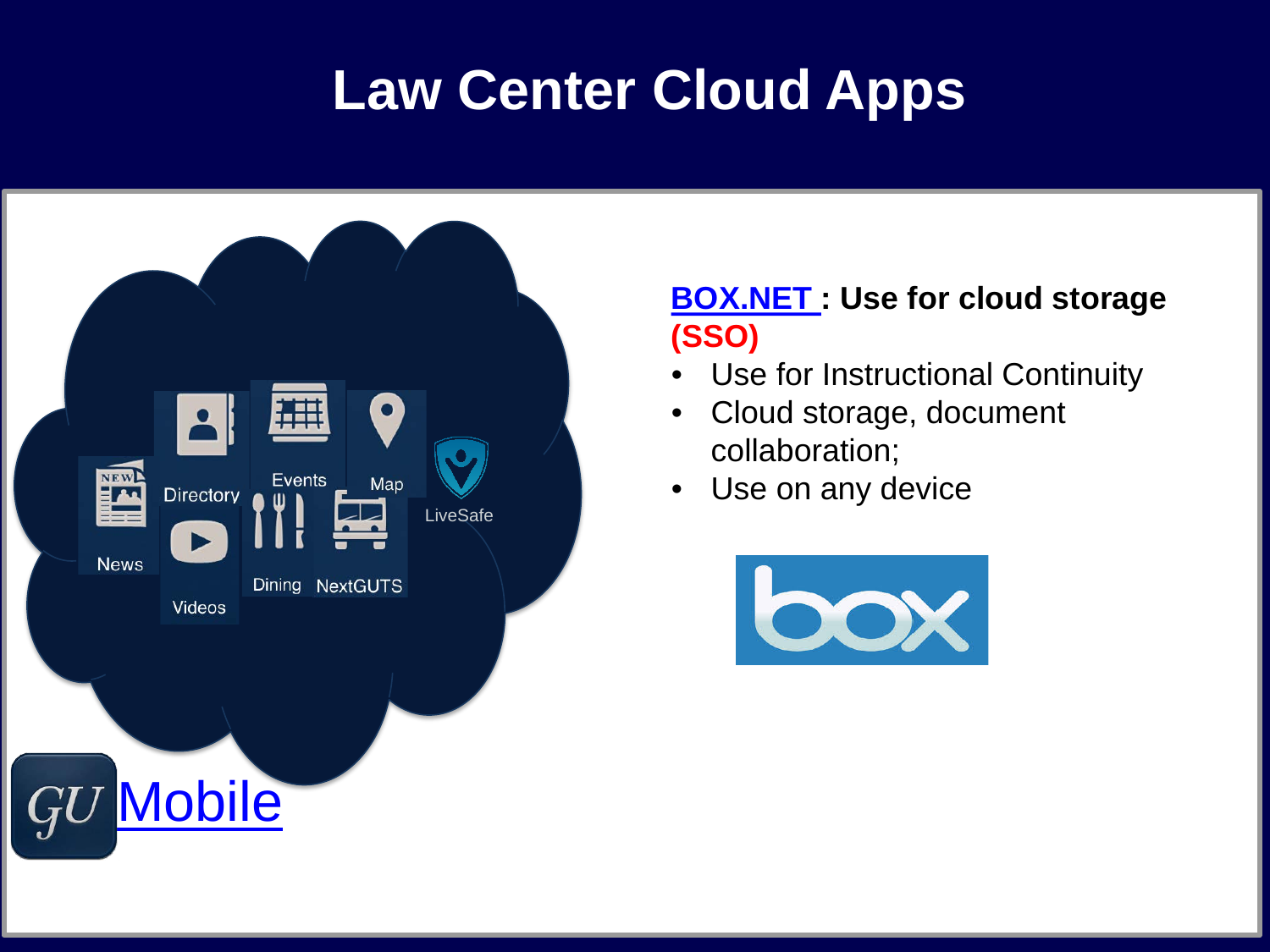# Law Center Cloud Apps

News Directory Events Map LiveSafe Videos Dining NextGUTS

GU Mobile

**BOX.NET : Use for cloud storage (SSO)**

- Use for Instructional Continuity
- Cloud storage, document collaboration;
- Use on any device

box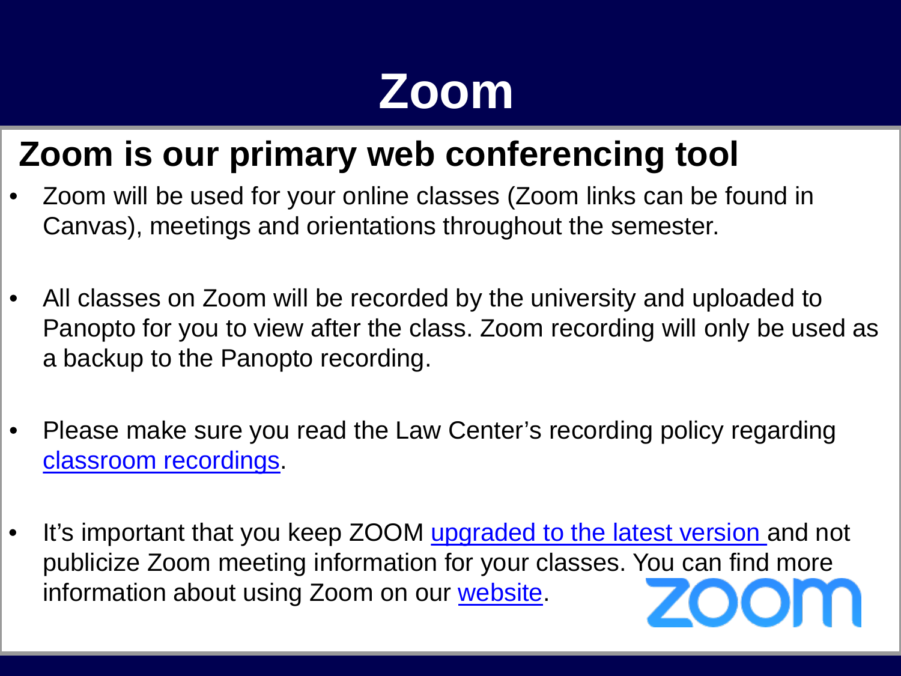# Zoom

## Zoom is our primary web conferencing tool

- Zoom will be used for your online classes (Zoom links can be found in Canvas), meetings and orientations throughout the semester.
- All classes on Zoom will be recorded by the university and uploaded to Panopto for you to view after the class. Zoom recording will only be used as a backup to the Panopto recording.
- Please make sure you read the Law Center's recording policy regarding classroom recordings.
- It's important that you keep ZOOM upgraded to the latest version and not publicize Zoom meeting information for your classes. You can find more information about using Zoom on our website.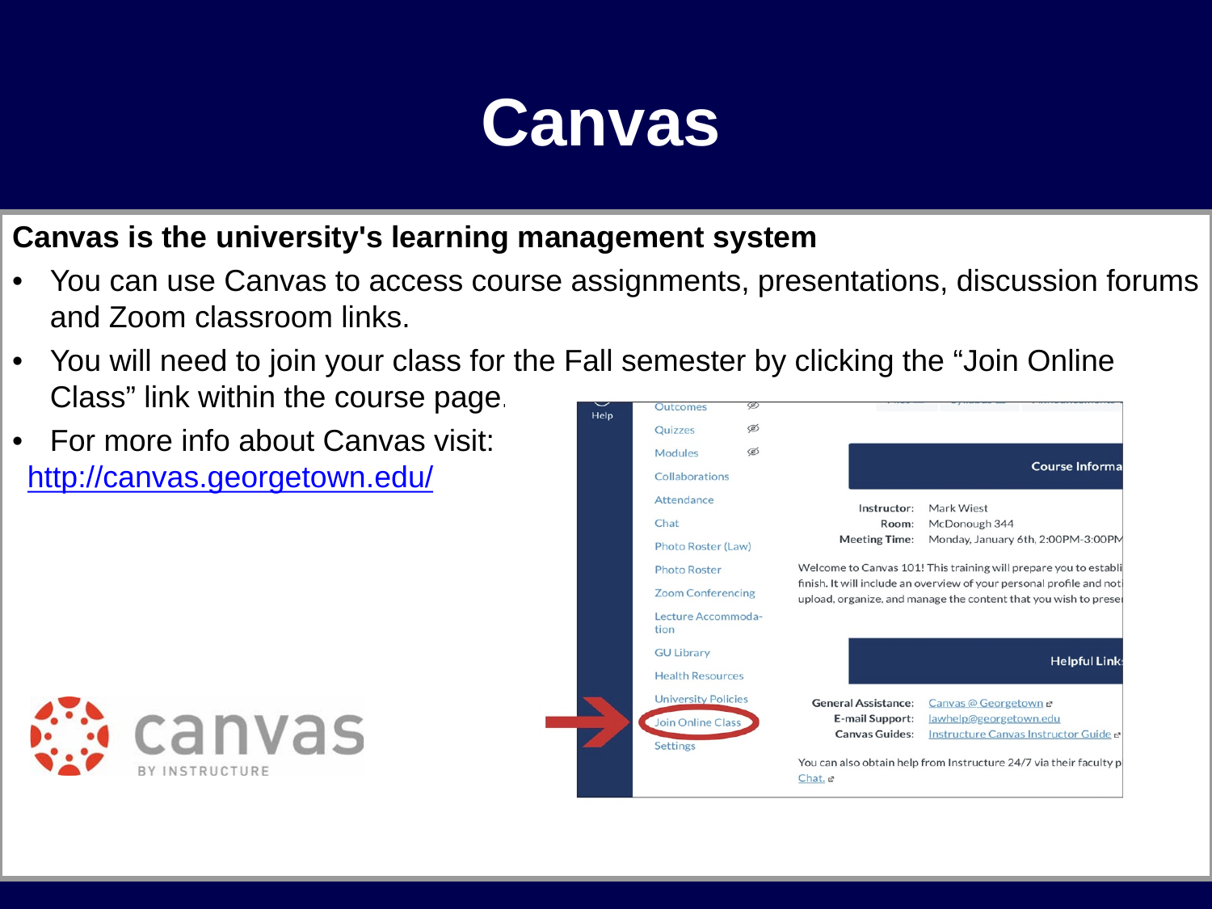# Canvas

**Canvas is the university's learning management system**

- You can use Canvas to access course assignments, presentations, discussion forums and Zoom classroom links.
- You will need to join your class for the Fall semester by clicking the "Join Online Class" link within the course page.
- For more info about Canvas visit: http://canvas.georgetown.edu/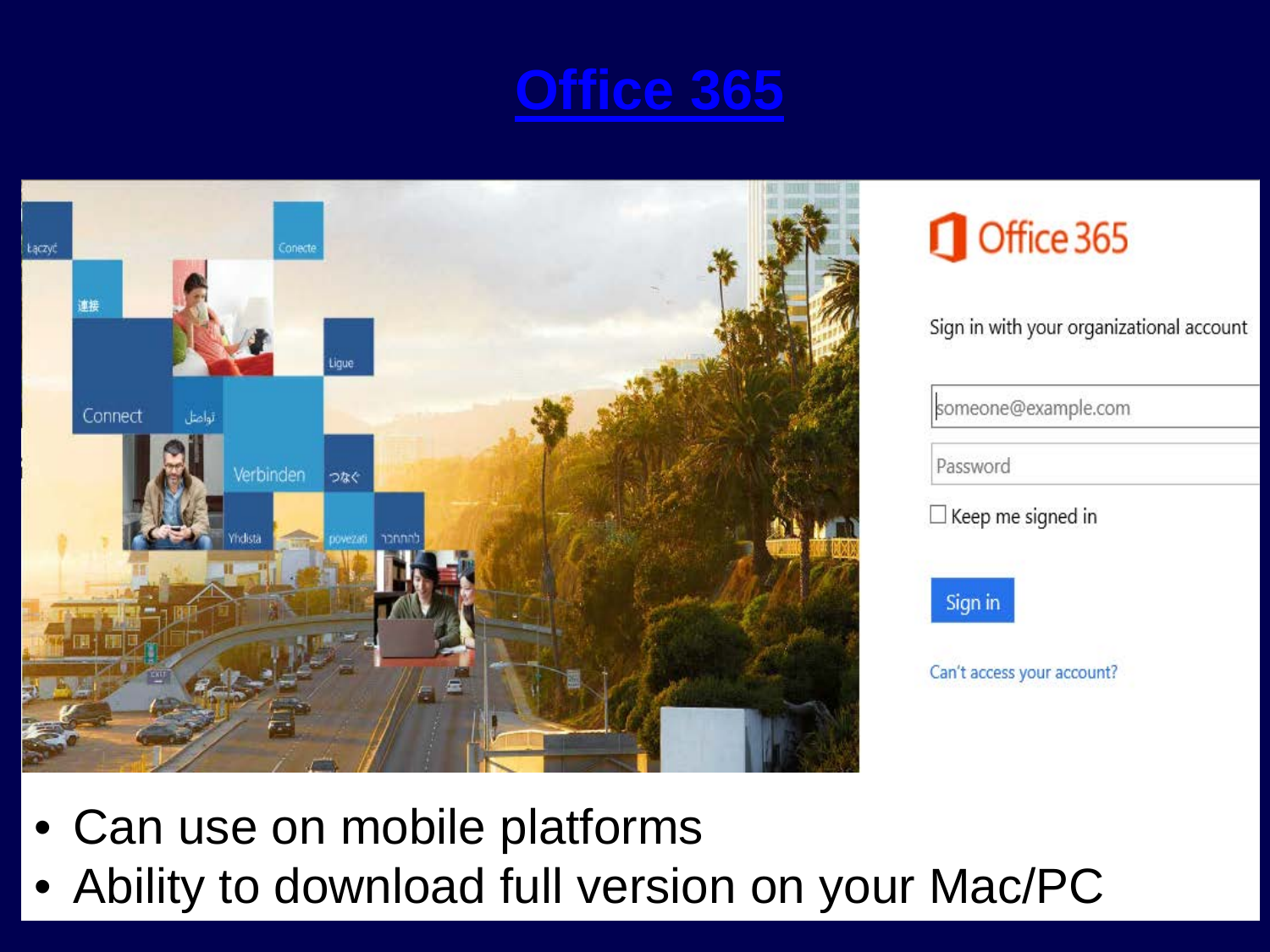# Office 365

Office 365

Sign in with your organizational account

someone@example.com

Password

Keep me signed in

Sign in

Can't access your account?

- Can use on mobile platforms
- Ability to download full version on your Mac/PC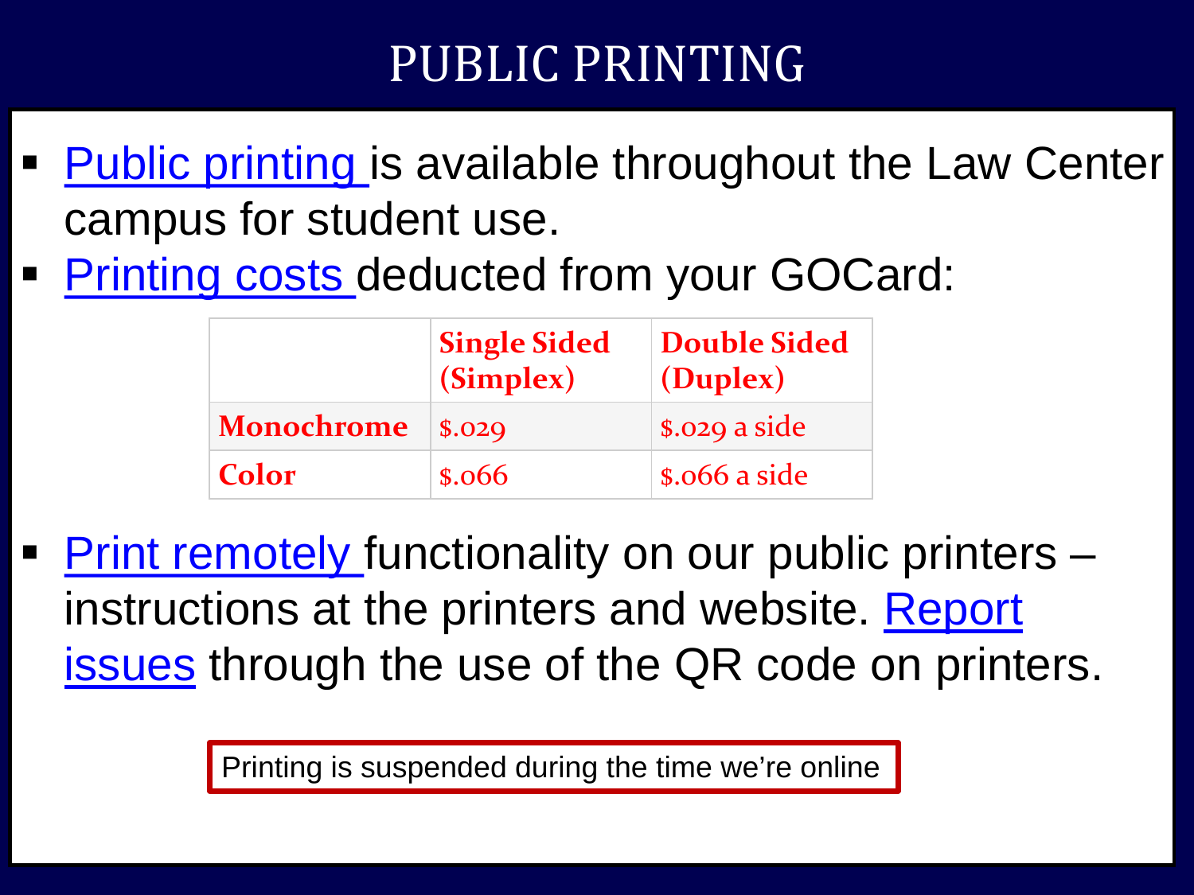# PUBLIC PRINTING

- Public printing is available throughout the Law Center campus for student use.
- Printing costs deducted from your GOCard:

| | Single Sided (Simplex) | Double Sided (Duplex) |
|---|---|---|
| **Monochrome** | $.029 | $.029 a side |
| **Color** | $.066 | $.066 a side |

- Print remotely functionality on our public printers – instructions at the printers and website. Report issues through the use of the QR code on printers.

Printing is suspended during the time we're online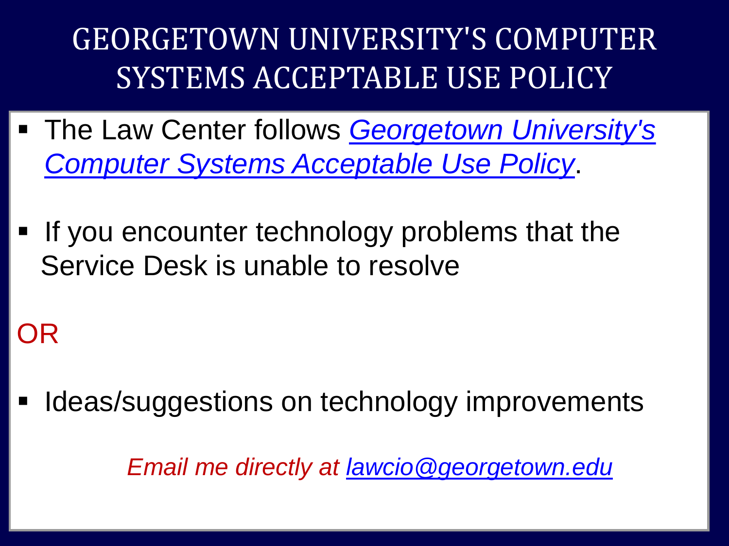# GEORGETOWN UNIVERSITY'S COMPUTER SYSTEMS ACCEPTABLE USE POLICY

- The Law Center follows *Georgetown University's Computer Systems Acceptable Use Policy*.

- If you encounter technology problems that the Service Desk is unable to resolve

OR

- Ideas/suggestions on technology improvements

*Email me directly at lawcio@georgetown.edu*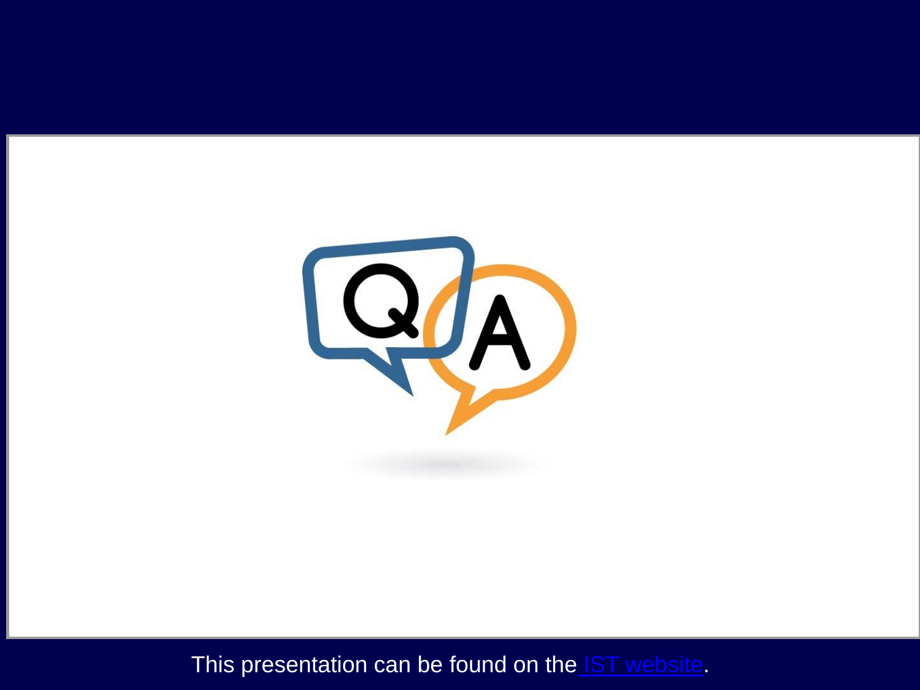This presentation can be found on the IST website.